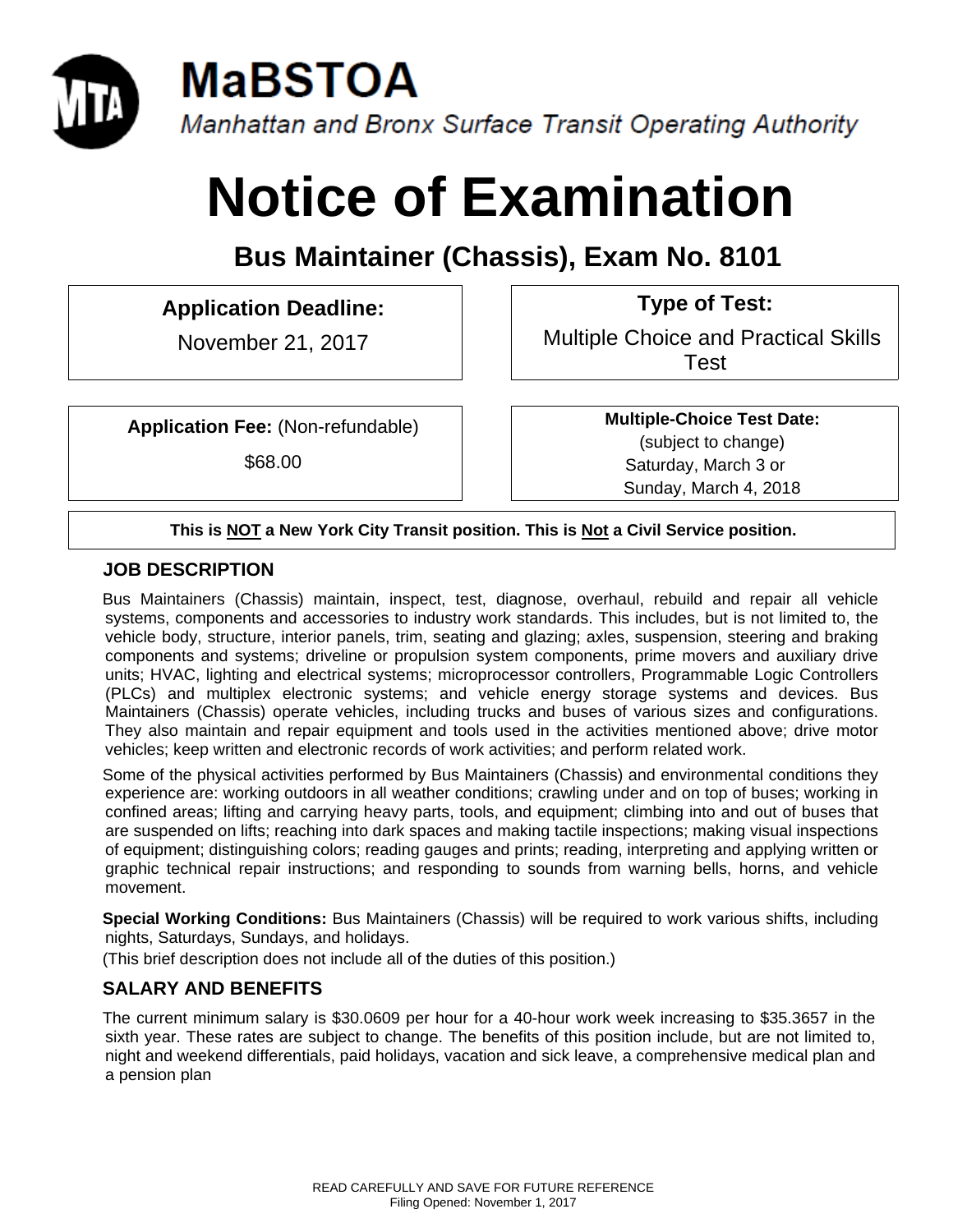# MaBSTOA

*Manhattan and Bronx Surface Transit Operating Authority*

# Notice of Examination

## Bus Maintainer (Chassis), Exam No. 8101

**Application Deadline:**

November 21, 2017

**Type of Test:**

Multiple Choice and Practical Skills Test

**Application Fee:** (Non-refundable)

$68.00

**Multiple-Choice Test Date:**
(subject to change)
Saturday, March 3 or
Sunday, March 4, 2018

**This is NOT a New York City Transit position. This is Not a Civil Service position.**

### JOB DESCRIPTION

Bus Maintainers (Chassis) maintain, inspect, test, diagnose, overhaul, rebuild and repair all vehicle systems, components and accessories to industry work standards. This includes, but is not limited to, the vehicle body, structure, interior panels, trim, seating and glazing; axles, suspension, steering and braking components and systems; driveline or propulsion system components, prime movers and auxiliary drive units; HVAC, lighting and electrical systems; microprocessor controllers, Programmable Logic Controllers (PLCs) and multiplex electronic systems; and vehicle energy storage systems and devices. Bus Maintainers (Chassis) operate vehicles, including trucks and buses of various sizes and configurations. They also maintain and repair equipment and tools used in the activities mentioned above; drive motor vehicles; keep written and electronic records of work activities; and perform related work.

Some of the physical activities performed by Bus Maintainers (Chassis) and environmental conditions they experience are: working outdoors in all weather conditions; crawling under and on top of buses; working in confined areas; lifting and carrying heavy parts, tools, and equipment; climbing into and out of buses that are suspended on lifts; reaching into dark spaces and making tactile inspections; making visual inspections of equipment; distinguishing colors; reading gauges and prints; reading, interpreting and applying written or graphic technical repair instructions; and responding to sounds from warning bells, horns, and vehicle movement.

**Special Working Conditions:** Bus Maintainers (Chassis) will be required to work various shifts, including nights, Saturdays, Sundays, and holidays.

(This brief description does not include all of the duties of this position.)

### SALARY AND BENEFITS

The current minimum salary is $30.0609 per hour for a 40-hour work week increasing to $35.3657 in the sixth year. These rates are subject to change. The benefits of this position include, but are not limited to, night and weekend differentials, paid holidays, vacation and sick leave, a comprehensive medical plan and a pension plan

READ CAREFULLY AND SAVE FOR FUTURE REFERENCE
Filing Opened: November 1, 2017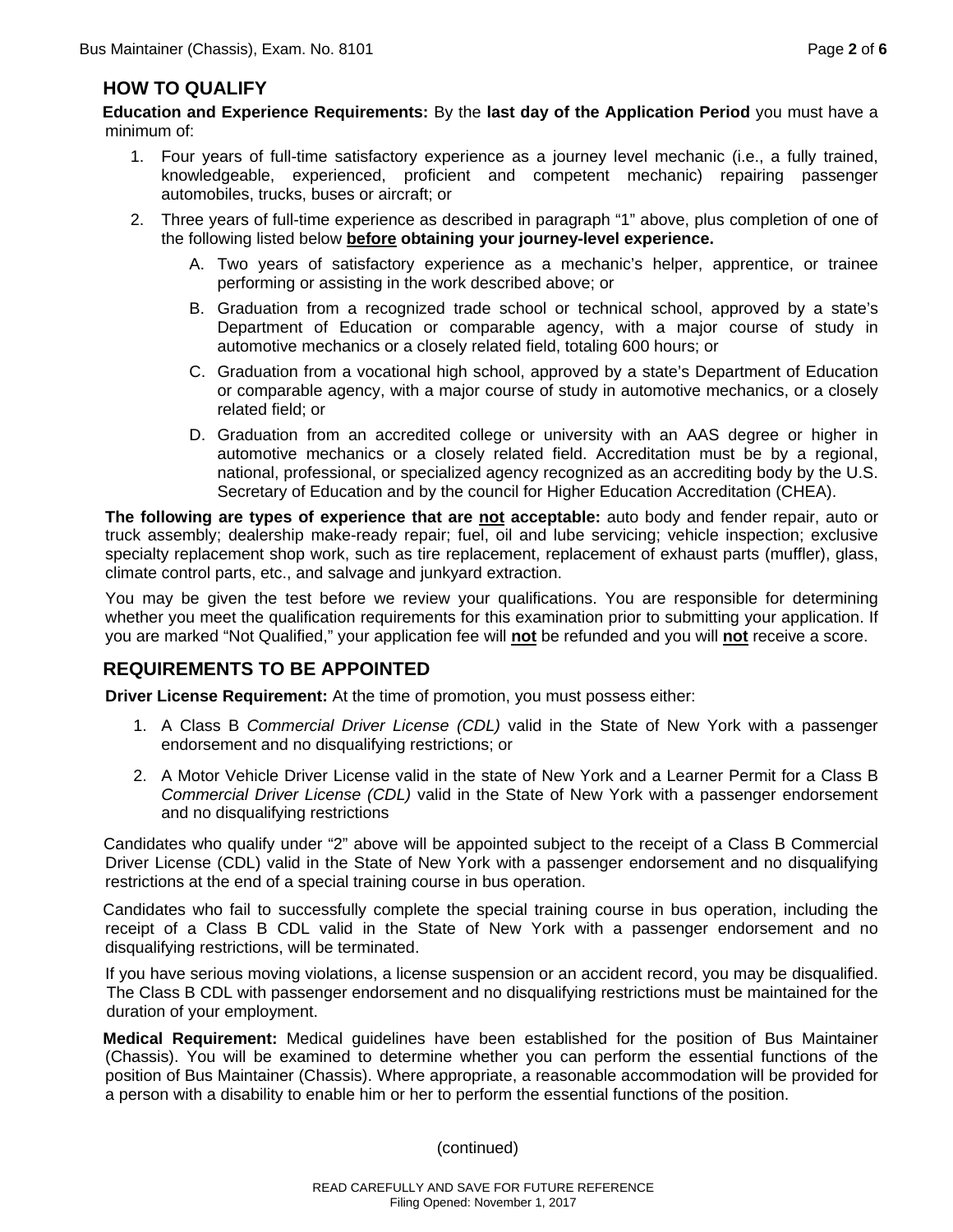## HOW TO QUALIFY

**Education and Experience Requirements:** By the **last day of the Application Period** you must have a minimum of:

1. Four years of full-time satisfactory experience as a journey level mechanic (i.e., a fully trained, knowledgeable, experienced, proficient and competent mechanic) repairing passenger automobiles, trucks, buses or aircraft; or
2. Three years of full-time experience as described in paragraph "1" above, plus completion of one of the following listed below **before obtaining your journey-level experience.**
   A. Two years of satisfactory experience as a mechanic's helper, apprentice, or trainee performing or assisting in the work described above; or
   B. Graduation from a recognized trade school or technical school, approved by a state's Department of Education or comparable agency, with a major course of study in automotive mechanics or a closely related field, totaling 600 hours; or
   C. Graduation from a vocational high school, approved by a state's Department of Education or comparable agency, with a major course of study in automotive mechanics, or a closely related field; or
   D. Graduation from an accredited college or university with an AAS degree or higher in automotive mechanics or a closely related field. Accreditation must be by a regional, national, professional, or specialized agency recognized as an accrediting body by the U.S. Secretary of Education and by the council for Higher Education Accreditation (CHEA).

**The following are types of experience that are not acceptable:** auto body and fender repair, auto or truck assembly; dealership make-ready repair; fuel, oil and lube servicing; vehicle inspection; exclusive specialty replacement shop work, such as tire replacement, replacement of exhaust parts (muffler), glass, climate control parts, etc., and salvage and junkyard extraction.

You may be given the test before we review your qualifications. You are responsible for determining whether you meet the qualification requirements for this examination prior to submitting your application. If you are marked "Not Qualified," your application fee will **not** be refunded and you will **not** receive a score.

## REQUIREMENTS TO BE APPOINTED

**Driver License Requirement:** At the time of promotion, you must possess either:

1. A Class B *Commercial Driver License (CDL)* valid in the State of New York with a passenger endorsement and no disqualifying restrictions; or
2. A Motor Vehicle Driver License valid in the state of New York and a Learner Permit for a Class B *Commercial Driver License (CDL)* valid in the State of New York with a passenger endorsement and no disqualifying restrictions

Candidates who qualify under "2" above will be appointed subject to the receipt of a Class B Commercial Driver License (CDL) valid in the State of New York with a passenger endorsement and no disqualifying restrictions at the end of a special training course in bus operation.

Candidates who fail to successfully complete the special training course in bus operation, including the receipt of a Class B CDL valid in the State of New York with a passenger endorsement and no disqualifying restrictions, will be terminated.

If you have serious moving violations, a license suspension or an accident record, you may be disqualified. The Class B CDL with passenger endorsement and no disqualifying restrictions must be maintained for the duration of your employment.

**Medical Requirement:** Medical guidelines have been established for the position of Bus Maintainer (Chassis). You will be examined to determine whether you can perform the essential functions of the position of Bus Maintainer (Chassis). Where appropriate, a reasonable accommodation will be provided for a person with a disability to enable him or her to perform the essential functions of the position.

(continued)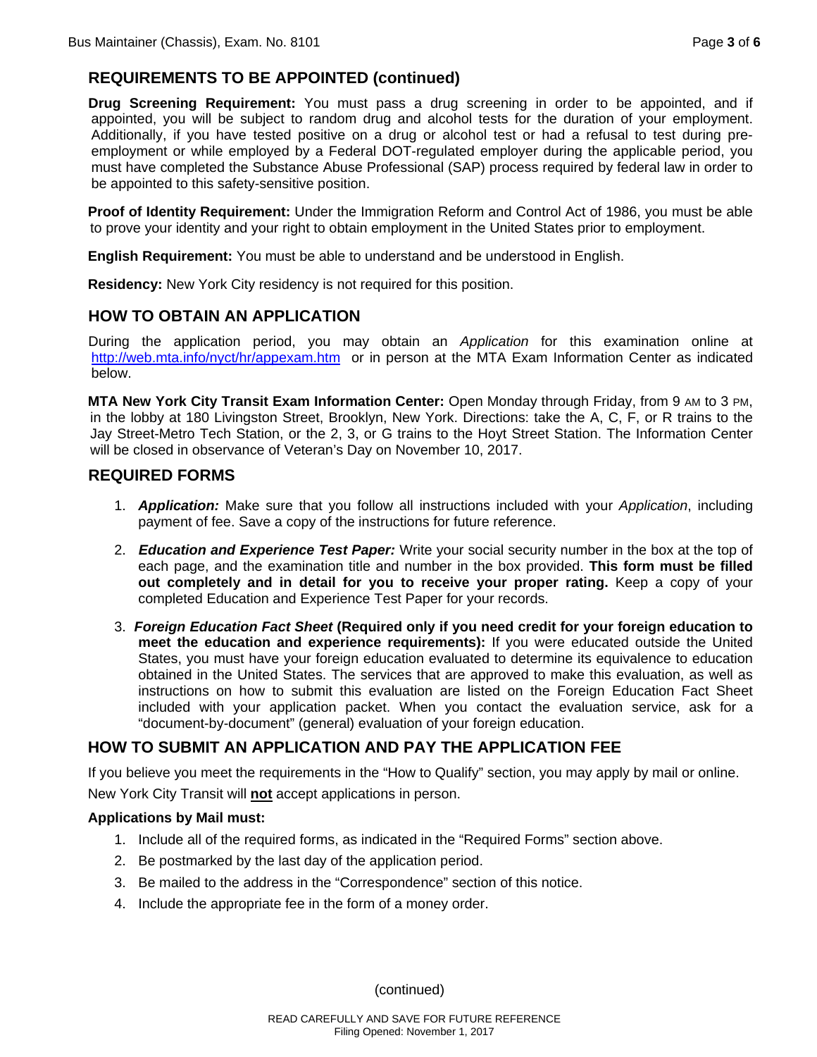## REQUIREMENTS TO BE APPOINTED (continued)

**Drug Screening Requirement:** You must pass a drug screening in order to be appointed, and if appointed, you will be subject to random drug and alcohol tests for the duration of your employment. Additionally, if you have tested positive on a drug or alcohol test or had a refusal to test during pre-employment or while employed by a Federal DOT-regulated employer during the applicable period, you must have completed the Substance Abuse Professional (SAP) process required by federal law in order to be appointed to this safety-sensitive position.

**Proof of Identity Requirement:** Under the Immigration Reform and Control Act of 1986, you must be able to prove your identity and your right to obtain employment in the United States prior to employment.

**English Requirement:** You must be able to understand and be understood in English.

**Residency:** New York City residency is not required for this position.

## HOW TO OBTAIN AN APPLICATION

During the application period, you may obtain an *Application* for this examination online at http://web.mta.info/nyct/hr/appexam.htm or in person at the MTA Exam Information Center as indicated below.

**MTA New York City Transit Exam Information Center:** Open Monday through Friday, from 9 AM to 3 PM, in the lobby at 180 Livingston Street, Brooklyn, New York. Directions: take the A, C, F, or R trains to the Jay Street-Metro Tech Station, or the 2, 3, or G trains to the Hoyt Street Station. The Information Center will be closed in observance of Veteran's Day on November 10, 2017.

## REQUIRED FORMS

1. ***Application:*** Make sure that you follow all instructions included with your *Application*, including payment of fee. Save a copy of the instructions for future reference.
2. ***Education and Experience Test Paper:*** Write your social security number in the box at the top of each page, and the examination title and number in the box provided. **This form must be filled out completely and in detail for you to receive your proper rating.** Keep a copy of your completed Education and Experience Test Paper for your records.
3. ***Foreign Education Fact Sheet* (Required only if you need credit for your foreign education to meet the education and experience requirements):** If you were educated outside the United States, you must have your foreign education evaluated to determine its equivalence to education obtained in the United States. The services that are approved to make this evaluation, as well as instructions on how to submit this evaluation are listed on the Foreign Education Fact Sheet included with your application packet. When you contact the evaluation service, ask for a "document-by-document" (general) evaluation of your foreign education.

## HOW TO SUBMIT AN APPLICATION AND PAY THE APPLICATION FEE

If you believe you meet the requirements in the "How to Qualify" section, you may apply by mail or online.

New York City Transit will **not** accept applications in person.

**Applications by Mail must:**

1. Include all of the required forms, as indicated in the "Required Forms" section above.
2. Be postmarked by the last day of the application period.
3. Be mailed to the address in the "Correspondence" section of this notice.
4. Include the appropriate fee in the form of a money order.

(continued)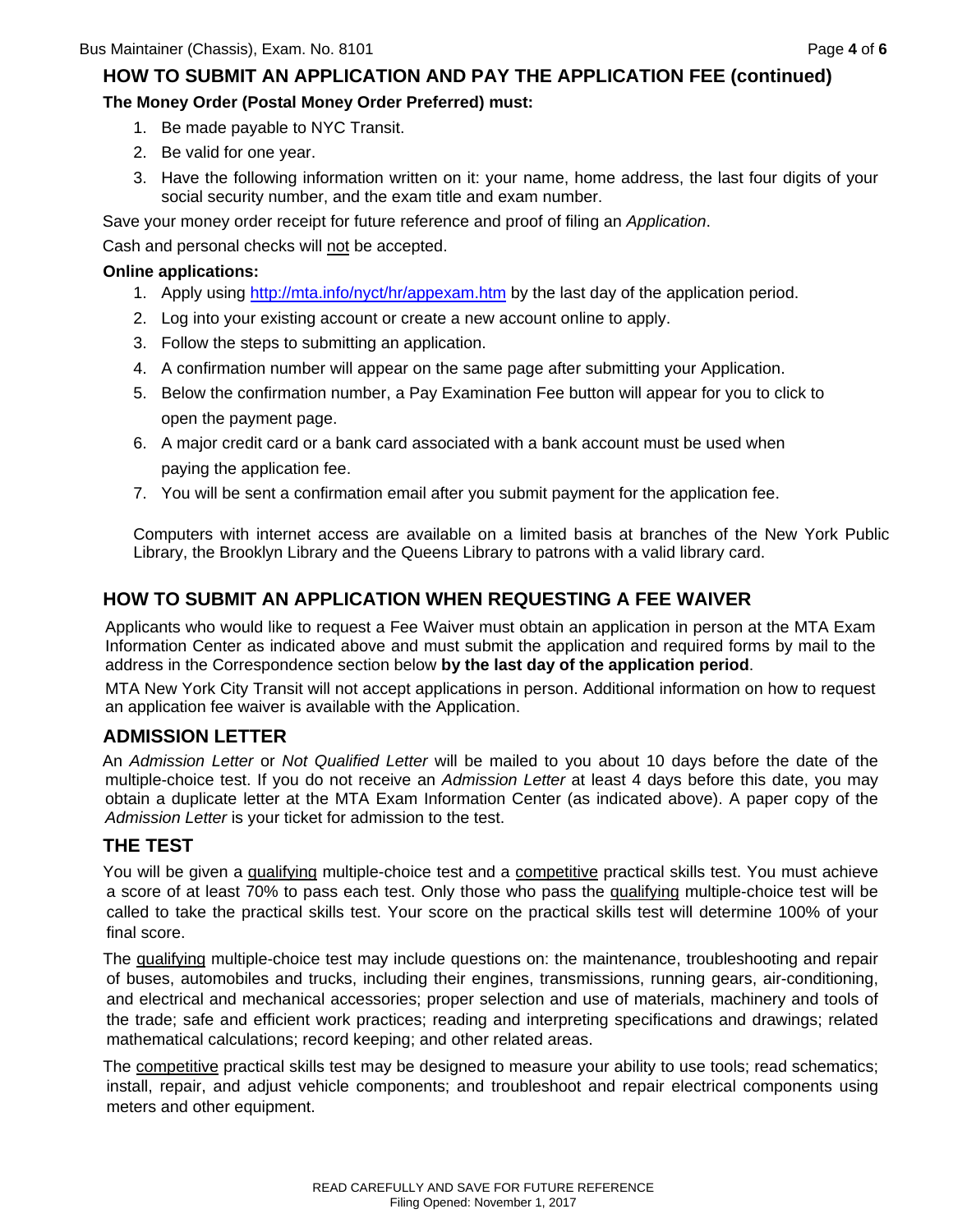## HOW TO SUBMIT AN APPLICATION AND PAY THE APPLICATION FEE (continued)

**The Money Order (Postal Money Order Preferred) must:**

1. Be made payable to NYC Transit.
2. Be valid for one year.
3. Have the following information written on it: your name, home address, the last four digits of your social security number, and the exam title and exam number.

Save your money order receipt for future reference and proof of filing an *Application*.

Cash and personal checks will not be accepted.

**Online applications:**

1. Apply using http://mta.info/nyct/hr/appexam.htm by the last day of the application period.
2. Log into your existing account or create a new account online to apply.
3. Follow the steps to submitting an application.
4. A confirmation number will appear on the same page after submitting your Application.
5. Below the confirmation number, a Pay Examination Fee button will appear for you to click to open the payment page.
6. A major credit card or a bank card associated with a bank account must be used when paying the application fee.
7. You will be sent a confirmation email after you submit payment for the application fee.

Computers with internet access are available on a limited basis at branches of the New York Public Library, the Brooklyn Library and the Queens Library to patrons with a valid library card.

## HOW TO SUBMIT AN APPLICATION WHEN REQUESTING A FEE WAIVER

Applicants who would like to request a Fee Waiver must obtain an application in person at the MTA Exam Information Center as indicated above and must submit the application and required forms by mail to the address in the Correspondence section below **by the last day of the application period**.

MTA New York City Transit will not accept applications in person. Additional information on how to request an application fee waiver is available with the Application.

## ADMISSION LETTER

An *Admission Letter* or *Not Qualified Letter* will be mailed to you about 10 days before the date of the multiple-choice test. If you do not receive an *Admission Letter* at least 4 days before this date, you may obtain a duplicate letter at the MTA Exam Information Center (as indicated above). A paper copy of the *Admission Letter* is your ticket for admission to the test.

## THE TEST

You will be given a qualifying multiple-choice test and a competitive practical skills test. You must achieve a score of at least 70% to pass each test. Only those who pass the qualifying multiple-choice test will be called to take the practical skills test. Your score on the practical skills test will determine 100% of your final score.

The qualifying multiple-choice test may include questions on: the maintenance, troubleshooting and repair of buses, automobiles and trucks, including their engines, transmissions, running gears, air-conditioning, and electrical and mechanical accessories; proper selection and use of materials, machinery and tools of the trade; safe and efficient work practices; reading and interpreting specifications and drawings; related mathematical calculations; record keeping; and other related areas.

The competitive practical skills test may be designed to measure your ability to use tools; read schematics; install, repair, and adjust vehicle components; and troubleshoot and repair electrical components using meters and other equipment.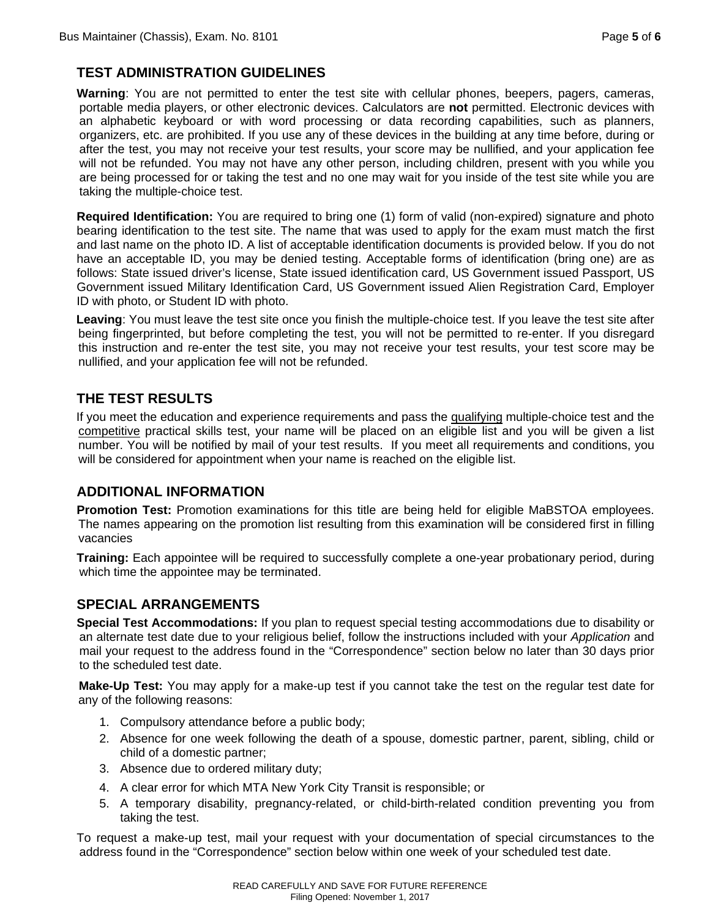## TEST ADMINISTRATION GUIDELINES

**Warning**: You are not permitted to enter the test site with cellular phones, beepers, pagers, cameras, portable media players, or other electronic devices. Calculators are **not** permitted. Electronic devices with an alphabetic keyboard or with word processing or data recording capabilities, such as planners, organizers, etc. are prohibited. If you use any of these devices in the building at any time before, during or after the test, you may not receive your test results, your score may be nullified, and your application fee will not be refunded. You may not have any other person, including children, present with you while you are being processed for or taking the test and no one may wait for you inside of the test site while you are taking the multiple-choice test.

**Required Identification:** You are required to bring one (1) form of valid (non-expired) signature and photo bearing identification to the test site. The name that was used to apply for the exam must match the first and last name on the photo ID. A list of acceptable identification documents is provided below. If you do not have an acceptable ID, you may be denied testing. Acceptable forms of identification (bring one) are as follows: State issued driver's license, State issued identification card, US Government issued Passport, US Government issued Military Identification Card, US Government issued Alien Registration Card, Employer ID with photo, or Student ID with photo.

**Leaving**: You must leave the test site once you finish the multiple-choice test. If you leave the test site after being fingerprinted, but before completing the test, you will not be permitted to re-enter. If you disregard this instruction and re-enter the test site, you may not receive your test results, your test score may be nullified, and your application fee will not be refunded.

## THE TEST RESULTS

If you meet the education and experience requirements and pass the qualifying multiple-choice test and the competitive practical skills test, your name will be placed on an eligible list and you will be given a list number. You will be notified by mail of your test results. If you meet all requirements and conditions, you will be considered for appointment when your name is reached on the eligible list.

## ADDITIONAL INFORMATION

**Promotion Test:** Promotion examinations for this title are being held for eligible MaBSTOA employees. The names appearing on the promotion list resulting from this examination will be considered first in filling vacancies

**Training:** Each appointee will be required to successfully complete a one-year probationary period, during which time the appointee may be terminated.

## SPECIAL ARRANGEMENTS

**Special Test Accommodations:** If you plan to request special testing accommodations due to disability or an alternate test date due to your religious belief, follow the instructions included with your *Application* and mail your request to the address found in the "Correspondence" section below no later than 30 days prior to the scheduled test date.

**Make-Up Test:** You may apply for a make-up test if you cannot take the test on the regular test date for any of the following reasons:

1. Compulsory attendance before a public body;
2. Absence for one week following the death of a spouse, domestic partner, parent, sibling, child or child of a domestic partner;
3. Absence due to ordered military duty;
4. A clear error for which MTA New York City Transit is responsible; or
5. A temporary disability, pregnancy-related, or child-birth-related condition preventing you from taking the test.

To request a make-up test, mail your request with your documentation of special circumstances to the address found in the "Correspondence" section below within one week of your scheduled test date.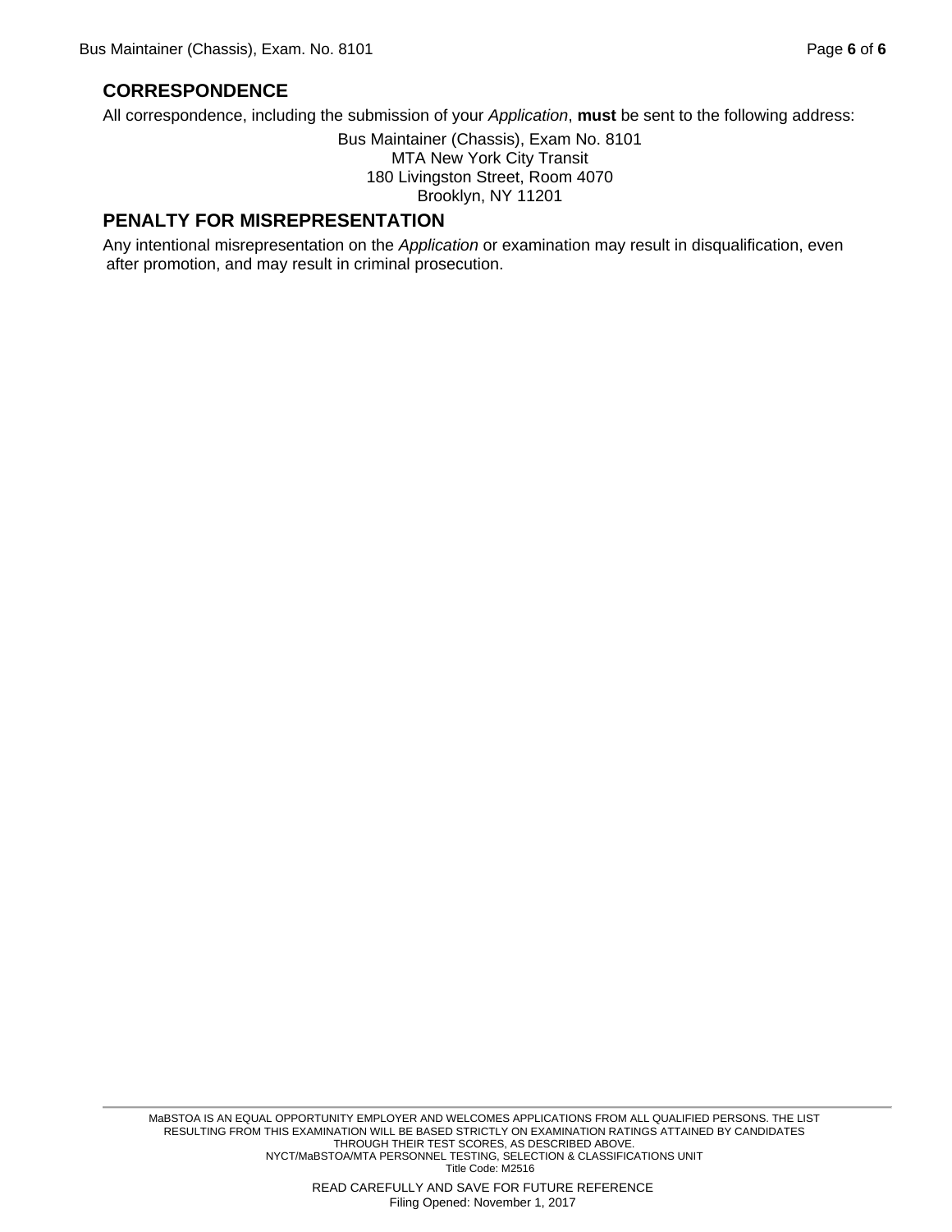## CORRESPONDENCE

All correspondence, including the submission of your *Application*, **must** be sent to the following address:

Bus Maintainer (Chassis), Exam No. 8101
MTA New York City Transit
180 Livingston Street, Room 4070
Brooklyn, NY 11201

## PENALTY FOR MISREPRESENTATION

Any intentional misrepresentation on the *Application* or examination may result in disqualification, even after promotion, and may result in criminal prosecution.

MaBSTOA IS AN EQUAL OPPORTUNITY EMPLOYER AND WELCOMES APPLICATIONS FROM ALL QUALIFIED PERSONS. THE LIST RESULTING FROM THIS EXAMINATION WILL BE BASED STRICTLY ON EXAMINATION RATINGS ATTAINED BY CANDIDATES THROUGH THEIR TEST SCORES, AS DESCRIBED ABOVE.
NYCT/MaBSTOA/MTA PERSONNEL TESTING, SELECTION & CLASSIFICATIONS UNIT
Title Code: M2516

READ CAREFULLY AND SAVE FOR FUTURE REFERENCE
Filing Opened: November 1, 2017